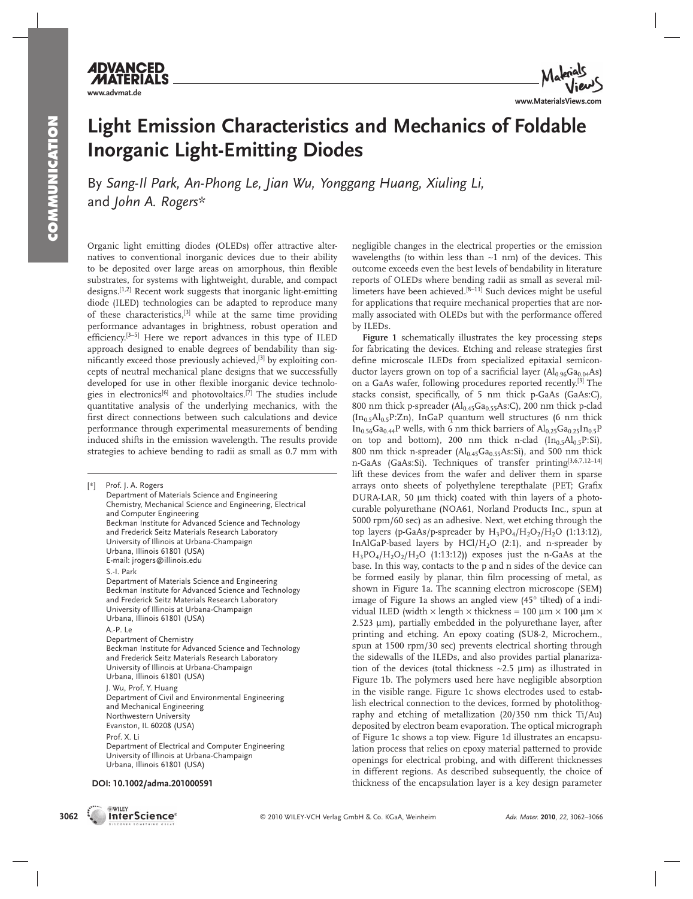# Light Emission Characteristics and Mechanics of Foldable Inorganic Light-Emitting Diodes

By *Sang-Il Park, An-Phong Le, Jian Wu, Yonggang Huang, Xiuling Li,* and *John A. Rogers**

Organic light emitting diodes (OLEDs) offer attractive alternatives to conventional inorganic devices due to their ability to be deposited over large areas on amorphous, thin flexible substrates, for systems with lightweight, durable, and compact designs.[1,2] Recent work suggests that inorganic light-emitting diode (ILED) technologies can be adapted to reproduce many of these characteristics,[3] while at the same time providing performance advantages in brightness, robust operation and efficiency.[3–5] Here we report advances in this type of ILED approach designed to enable degrees of bendability than significantly exceed those previously achieved,[3] by exploiting concepts of neutral mechanical plane designs that we successfully developed for use in other flexible inorganic device technologies in electronics[6] and photovoltaics.[7] The studies include quantitative analysis of the underlying mechanics, with the first direct connections between such calculations and device performance through experimental measurements of bending induced shifts in the emission wavelength. The results provide strategies to achieve bending to radii as small as 0.7 mm with negligible changes in the electrical properties or the emission wavelengths (to within less than ~1 nm) of the devices. This outcome exceeds even the best levels of bendability in literature reports of OLEDs where bending radii as small as several millimeters have been achieved.[8–11] Such devices might be useful for applications that require mechanical properties that are normally associated with OLEDs but with the performance offered by ILEDs.

**Figure 1** schematically illustrates the key processing steps for fabricating the devices. Etching and release strategies first define microscale ILEDs from specialized epitaxial semiconductor layers grown on top of a sacrificial layer ($Al_{0.96}Ga_{0.04}As$) on a GaAs wafer, following procedures reported recently.[3] The stacks consist, specifically, of 5 nm thick p-GaAs (GaAs:C), 800 nm thick p-spreader ($Al_{0.45}Ga_{0.55}As$:C), 200 nm thick p-clad ($In_{0.5}Al_{0.5}P$:Zn), InGaP quantum well structures (6 nm thick $In_{0.56}Ga_{0.44}P$ wells, with 6 nm thick barriers of $Al_{0.25}Ga_{0.25}In_{0.5}P$ on top and bottom), 200 nm thick n-clad ($In_{0.5}Al_{0.5}P$:Si), 800 nm thick n-spreader ($Al_{0.45}Ga_{0.55}As$:Si), and 500 nm thick n-GaAs (GaAs:Si). Techniques of transfer printing[3,6,7,12–14] lift these devices from the wafer and deliver them in sparse arrays onto sheets of polyethylene terepthalate (PET; Grafix DURA-LAR, 50 μm thick) coated with thin layers of a photocurable polyurethane (NOA61, Norland Products Inc., spun at 5000 rpm/60 sec) as an adhesive. Next, wet etching through the top layers (p-GaAs/p-spreader by $H_3PO_4/H_2O_2/H_2O$ (1:13:12), InAlGaP-based layers by $HCl/H_2O$ (2:1), and n-spreader by $H_3PO_4/H_2O_2/H_2O$ (1:13:12)) exposes just the n-GaAs at the base. In this way, contacts to the p and n sides of the device can be formed easily by planar, thin film processing of metal, as shown in Figure 1a. The scanning electron microscope (SEM) image of Figure 1a shows an angled view (45° tilted) of a individual ILED (width × length × thickness = 100 μm × 100 μm × 2.523 μm), partially embedded in the polyurethane layer, after printing and etching. An epoxy coating (SU8-2, Microchem., spun at 1500 rpm/30 sec) prevents electrical shorting through the sidewalls of the ILEDs, and also provides partial planarization of the devices (total thickness ~2.5 μm) as illustrated in Figure 1b. The polymers used here have negligible absorption in the visible range. Figure 1c shows electrodes used to establish electrical connection to the devices, formed by photolithography and etching of metallization (20/350 nm thick Ti/Au) deposited by electron beam evaporation. The optical micrograph of Figure 1c shows a top view. Figure 1d illustrates an encapsulation process that relies on epoxy material patterned to provide openings for electrical probing, and with different thicknesses in different regions. As described subsequently, the choice of thickness of the encapsulation layer is a key design parameter

[*] Prof. J. A. Rogers
Department of Materials Science and Engineering
Chemistry, Mechanical Science and Engineering, Electrical and Computer Engineering
Beckman Institute for Advanced Science and Technology and Frederick Seitz Materials Research Laboratory
University of Illinois at Urbana-Champaign
Urbana, Illinois 61801 (USA)
E-mail: jrogers@illinois.edu

S.-I. Park
Department of Materials Science and Engineering
Beckman Institute for Advanced Science and Technology and Frederick Seitz Materials Research Laboratory
University of Illinois at Urbana-Champaign
Urbana, Illinois 61801 (USA)

A.-P. Le
Department of Chemistry
Beckman Institute for Advanced Science and Technology and Frederick Seitz Materials Research Laboratory
University of Illinois at Urbana-Champaign
Urbana, Illinois 61801 (USA)

J. Wu, Prof. Y. Huang
Department of Civil and Environmental Engineering and Mechanical Engineering
Northwestern University
Evanston, IL 60208 (USA)

Prof. X. Li
Department of Electrical and Computer Engineering
University of Illinois at Urbana-Champaign
Urbana, Illinois 61801 (USA)

DOI: 10.1002/adma.201000591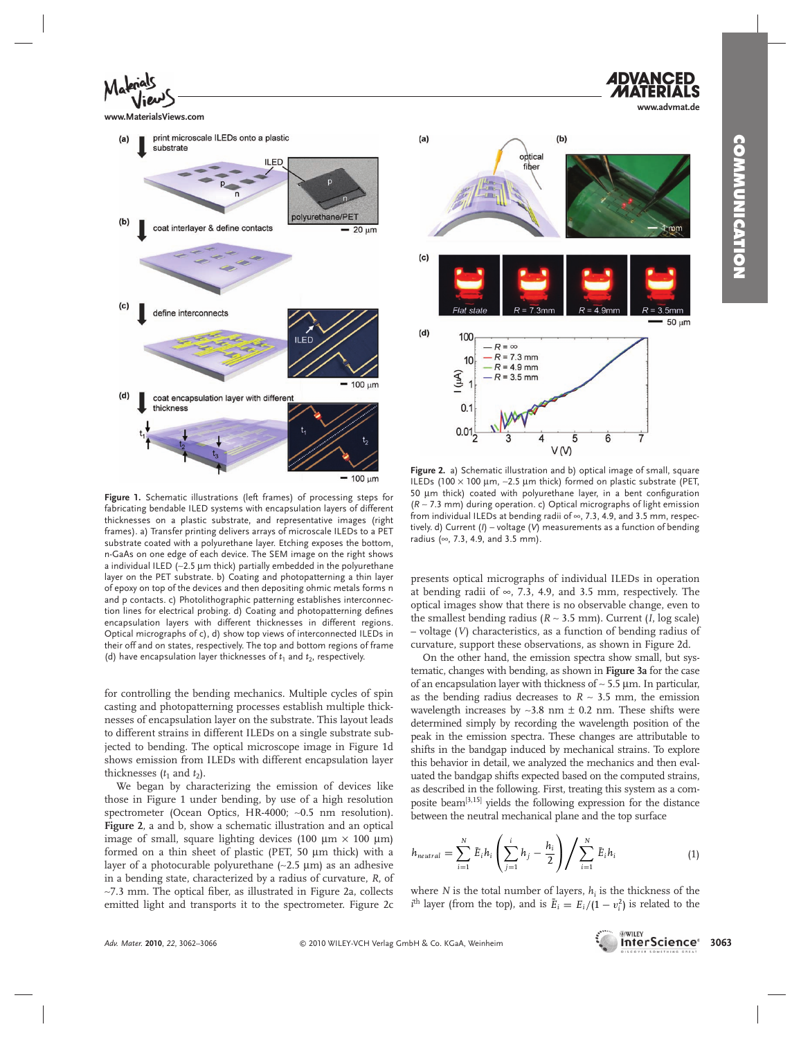**Figure 1.** Schematic illustrations (left frames) of processing steps for fabricating bendable ILED systems with encapsulation layers of different thicknesses on a plastic substrate, and representative images (right frames). a) Transfer printing delivers arrays of microscale ILEDs to a PET substrate coated with a polyurethane layer. Etching exposes the bottom, n-GaAs on one edge of each device. The SEM image on the right shows a individual ILED (~2.5 μm thick) partially embedded in the polyurethane layer on the PET substrate. b) Coating and photopatterning a thin layer of epoxy on top of the devices and then depositing ohmic metals forms n and p contacts. c) Photolithographic patterning establishes interconnection lines for electrical probing. d) Coating and photopatterning defines encapsulation layers with different thicknesses in different regions. Optical micrographs of c), d) show top views of interconnected ILEDs in their off and on states, respectively. The top and bottom regions of frame (d) have encapsulation layer thicknesses of $t_1$ and $t_2$, respectively.

for controlling the bending mechanics. Multiple cycles of spin casting and photopatterning processes establish multiple thicknesses of encapsulation layer on the substrate. This layout leads to different strains in different ILEDs on a single substrate subjected to bending. The optical microscope image in Figure 1d shows emission from ILEDs with different encapsulation layer thicknesses ($t_1$ and $t_2$).

We began by characterizing the emission of devices like those in Figure 1 under bending, by use of a high resolution spectrometer (Ocean Optics, HR-4000; ~0.5 nm resolution). **Figure 2**, a and b, show a schematic illustration and an optical image of small, square lighting devices (100 μm × 100 μm) formed on a thin sheet of plastic (PET, 50 μm thick) with a layer of a photocurable polyurethane (~2.5 μm) as an adhesive in a bending state, characterized by a radius of curvature, $R$, of ~7.3 mm. The optical fiber, as illustrated in Figure 2a, collects emitted light and transports it to the spectrometer. Figure 2c

**Figure 2.** a) Schematic illustration and b) optical image of small, square ILEDs (100 × 100 μm, ~2.5 μm thick) formed on plastic substrate (PET, 50 μm thick) coated with polyurethane layer, in a bent configuration ($R$ ~ 7.3 mm) during operation. c) Optical micrographs of light emission from individual ILEDs at bending radii of ∞, 7.3, 4.9, and 3.5 mm, respectively. d) Current ($I$) – voltage ($V$) measurements as a function of bending radius (∞, 7.3, 4.9, and 3.5 mm).

presents optical micrographs of individual ILEDs in operation at bending radii of ∞, 7.3, 4.9, and 3.5 mm, respectively. The optical images show that there is no observable change, even to the smallest bending radius ($R$ ~ 3.5 mm). Current ($I$, log scale) – voltage ($V$) characteristics, as a function of bending radius of curvature, support these observations, as shown in Figure 2d.

On the other hand, the emission spectra show small, but systematic, changes with bending, as shown in **Figure 3a** for the case of an encapsulation layer with thickness of ~ 5.5 μm. In particular, as the bending radius decreases to $R$ ~ 3.5 mm, the emission wavelength increases by ~3.8 nm ± 0.2 nm. These shifts were determined simply by recording the wavelength position of the peak in the emission spectra. These changes are attributable to shifts in the bandgap induced by mechanical strains. To explore this behavior in detail, we analyzed the mechanics and then evaluated the bandgap shifts expected based on the computed strains, as described in the following. First, treating this system as a composite beam[3,15] yields the following expression for the distance between the neutral mechanical plane and the top surface

$$h_{neutral} = \sum_{i=1}^{N} \bar{E}_i h_i \left( \sum_{j=1}^{i} h_j - \frac{h_i}{2} \right) \Bigg/ \sum_{i=1}^{N} \bar{E}_i h_i \qquad (1)$$

where $N$ is the total number of layers, $h_i$ is the thickness of the $i^{th}$ layer (from the top), and is $\bar{E}_i = E_i/(1-\nu_i^2)$ is related to the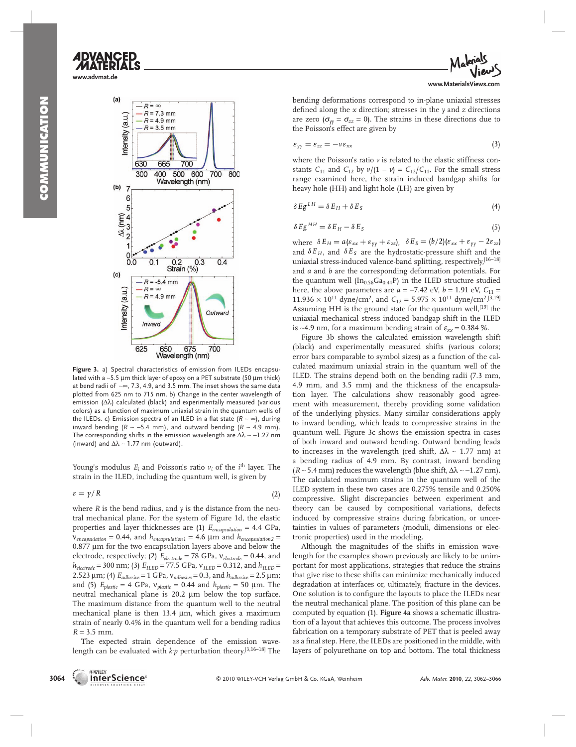Figure 3. a) Spectral characteristics of emission from ILEDs encapsulated with a ~5.5 µm thick layer of epoxy on a PET substrate (50 µm thick) at bend radii of ~∞, 7.3, 4.9, and 3.5 mm. The inset shows the same data plotted from 625 nm to 715 nm. b) Change in the center wavelength of emission (Δλ) calculated (black) and experimentally measured (various colors) as a function of maximum uniaxial strain in the quantum wells of the ILEDs. c) Emission spectra of an ILED in a flat state ($R \sim \infty$), during inward bending ($R \sim -5.4$ mm), and outward bending ($R \sim 4.9$ mm). The corresponding shifts in the emission wavelength are $\Delta\lambda \sim -1.27$ nm (inward) and $\Delta\lambda \sim 1.77$ nm (outward).

Young's modulus $E_i$ and Poisson's ratio $\nu_i$ of the $i^{\text{th}}$ layer. The strain in the ILED, including the quantum well, is given by

$$\varepsilon = y/R \tag{2}$$

where $R$ is the bend radius, and $y$ is the distance from the neutral mechanical plane. For the system of Figure 1d, the elastic properties and layer thicknesses are (1) $E_{encapsulation} = 4.4$ GPa, $\nu_{encapsulation} = 0.44$, and $h_{encapsulation1} = 4.6$ µm and $h_{encapsulation2} = 0.877$ µm for the two encapsulation layers above and below the electrode, respectively; (2) $E_{electrode} = 78$ GPa, $\nu_{electrode} = 0.44$, and $h_{electrode} = 300$ nm; (3) $E_{ILED} = 77.5$ GPa, $\nu_{ILED} = 0.312$, and $h_{ILED} = 2.523$ µm; (4) $E_{adhesive} = 1$ GPa, $\nu_{adhesive} = 0.3$, and $h_{adhesive} = 2.5$ µm; and (5) $E_{plastic} = 4$ GPa, $\nu_{plastic} = 0.44$ and $h_{plastic} = 50$ µm. The neutral mechanical plane is 20.2 µm below the top surface. The maximum distance from the quantum well to the neutral mechanical plane is then 13.4 µm, which gives a maximum strain of nearly 0.4% in the quantum well for a bending radius $R = 3.5$ mm.

The expected strain dependence of the emission wavelength can be evaluated with $k{\cdot}p$ perturbation theory.[3,16–18] The bending deformations correspond to in-plane uniaxial stresses defined along the $x$ direction; stresses in the $y$ and $z$ directions are zero ($\sigma_{yy} = \sigma_{zz} = 0$). The strains in these directions due to the Poisson's effect are given by

$$\varepsilon_{yy} = \varepsilon_{zz} = -\nu\varepsilon_{xx} \tag{3}$$

where the Poisson's ratio $\nu$ is related to the elastic stiffness constants $C_{11}$ and $C_{12}$ by $\nu/(1-\nu) = C_{12}/C_{11}$. For the small stress range examined here, the strain induced bandgap shifts for heavy hole (HH) and light hole (LH) are given by

$$\delta Eg^{LH} = \delta E_H + \delta E_S \tag{4}$$

$$\delta Eg^{HH} = \delta E_H - \delta E_S \tag{5}$$

where $\delta E_H = a(\varepsilon_{xx} + \varepsilon_{yy} + \varepsilon_{zz})$, $\delta E_S = (b/2)(\varepsilon_{xx} + \varepsilon_{yy} - 2\varepsilon_{zz})$ and $\delta E_H$, and $\delta E_S$ are the hydrostatic-pressure shift and the uniaxial stress-induced valence-band splitting, respectively,[16–18] and $a$ and $b$ are the corresponding deformation potentials. For the quantum well ($In_{0.56}Ga_{0.44}P$) in the ILED structure studied here, the above parameters are $a = -7.42$ eV, $b = 1.91$ eV, $C_{11} = 11.936 \times 10^{11}$ dyne/cm$^2$, and $C_{12} = 5.975 \times 10^{11}$ dyne/cm$^2$.[3,19] Assuming HH is the ground state for the quantum well,[19] the uniaxial mechanical stress induced bandgap shift in the ILED is ~4.9 nm, for a maximum bending strain of $\varepsilon_{xx} = 0.384$ %.

Figure 3b shows the calculated emission wavelength shift (black) and experimentally measured shifts (various colors; error bars comparable to symbol sizes) as a function of the calculated maximum uniaxial strain in the quantum well of the ILED. The strains depend both on the bending radii (7.3 mm, 4.9 mm, and 3.5 mm) and the thickness of the encapsulation layer. The calculations show reasonably good agreement with measurement, thereby providing some validation of the underlying physics. Many similar considerations apply to inward bending, which leads to compressive strains in the quantum well. Figure 3c shows the emission spectra in cases of both inward and outward bending. Outward bending leads to increases in the wavelength (red shift, $\Delta\lambda \sim 1.77$ nm) at a bending radius of 4.9 mm. By contrast, inward bending ($R \sim 5.4$ mm) reduces the wavelength (blue shift, $\Delta\lambda \sim -1.27$ nm). The calculated maximum strains in the quantum well of the ILED system in these two cases are 0.275% tensile and 0.250% compressive. Slight discrepancies between experiment and theory can be caused by compositional variations, defects induced by compressive strains during fabrication, or uncertainties in values of parameters (moduli, dimensions or electronic properties) used in the modeling.

Although the magnitudes of the shifts in emission wavelength for the examples shown previously are likely to be unimportant for most applications, strategies that reduce the strains that give rise to these shifts can minimize mechanically induced degradation at interfaces or, ultimately, fracture in the devices. One solution is to configure the layouts to place the ILEDs near the neutral mechanical plane. The position of this plane can be computed by equation (1). **Figure 4a** shows a schematic illustration of a layout that achieves this outcome. The process involves fabrication on a temporary substrate of PET that is peeled away as a final step. Here, the ILEDs are positioned in the middle, with layers of polyurethane on top and bottom. The total thickness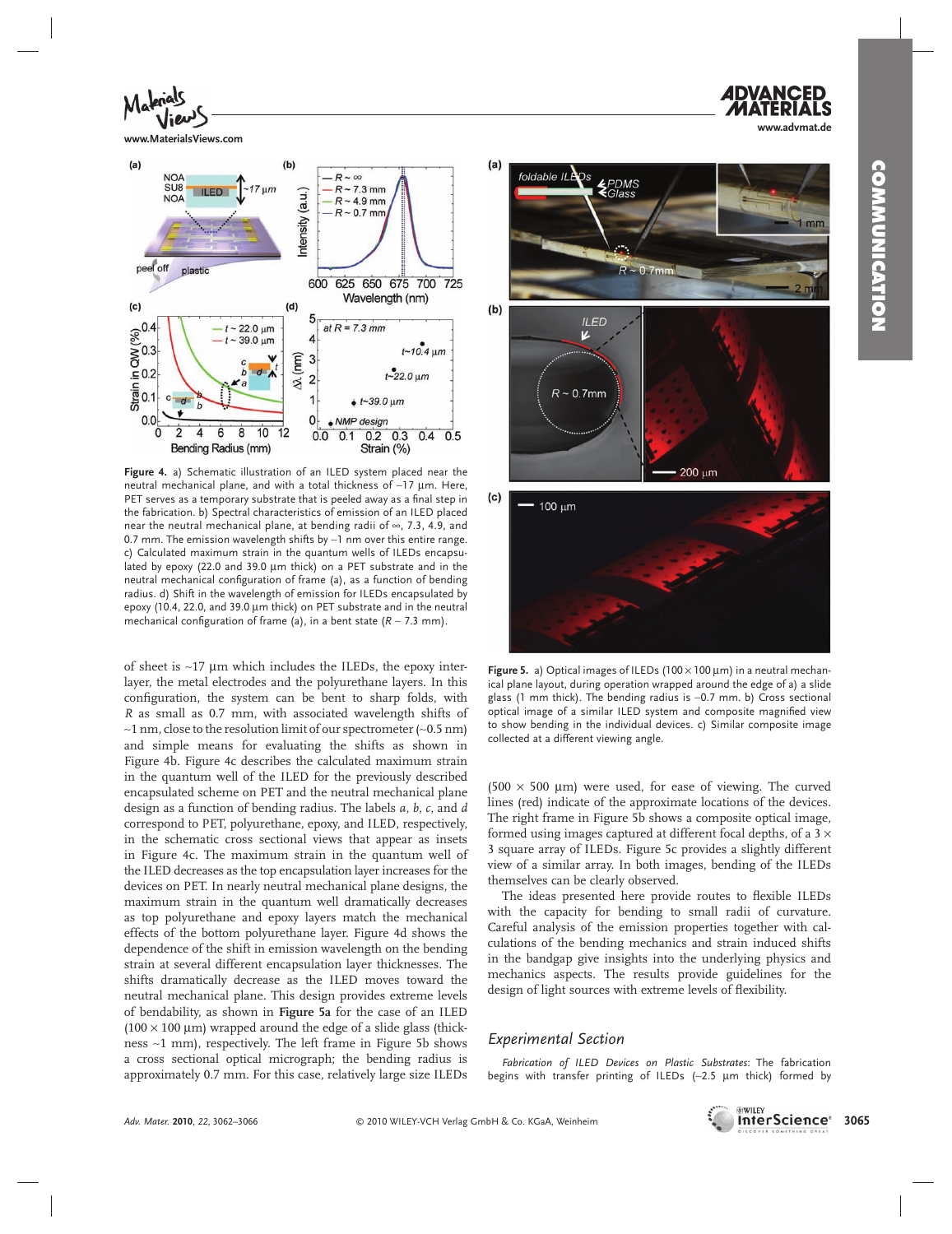Figure 4. a) Schematic illustration of an ILED system placed near the neutral mechanical plane, and with a total thickness of ~17 µm. Here, PET serves as a temporary substrate that is peeled away as a final step in the fabrication. b) Spectral characteristics of emission of an ILED placed near the neutral mechanical plane, at bending radii of ∞, 7.3, 4.9, and 0.7 mm. The emission wavelength shifts by ~1 nm over this entire range. c) Calculated maximum strain in the quantum wells of ILEDs encapsulated by epoxy (22.0 and 39.0 µm thick) on a PET substrate and in the neutral mechanical configuration of frame (a), as a function of bending radius. d) Shift in the wavelength of emission for ILEDs encapsulated by epoxy (10.4, 22.0, and 39.0 µm thick) on PET substrate and in the neutral mechanical configuration of frame (a), in a bent state ($R$ ~ 7.3 mm).

of sheet is ~17 µm which includes the ILEDs, the epoxy interlayer, the metal electrodes and the polyurethane layers. In this configuration, the system can be bent to sharp folds, with $R$ as small as 0.7 mm, with associated wavelength shifts of ~1 nm, close to the resolution limit of our spectrometer (~0.5 nm) and simple means for evaluating the shifts as shown in Figure 4b. Figure 4c describes the calculated maximum strain in the quantum well of the ILED for the previously described encapsulated scheme on PET and the neutral mechanical plane design as a function of bending radius. The labels *a*, *b*, *c*, and *d* correspond to PET, polyurethane, epoxy, and ILED, respectively, in the schematic cross sectional views that appear as insets in Figure 4c. The maximum strain in the quantum well of the ILED decreases as the top encapsulation layer increases for the devices on PET. In nearly neutral mechanical plane designs, the maximum strain in the quantum well dramatically decreases as top polyurethane and epoxy layers match the mechanical effects of the bottom polyurethane layer. Figure 4d shows the dependence of the shift in emission wavelength on the bending strain at several different encapsulation layer thicknesses. The shifts dramatically decrease as the ILED moves toward the neutral mechanical plane. This design provides extreme levels of bendability, as shown in **Figure 5a** for the case of an ILED (100 × 100 µm) wrapped around the edge of a slide glass (thickness ~1 mm), respectively. The left frame in Figure 5b shows a cross sectional optical micrograph; the bending radius is approximately 0.7 mm. For this case, relatively large size ILEDs (500 × 500 µm) were used, for ease of viewing. The curved lines (red) indicate of the approximate locations of the devices. The right frame in Figure 5b shows a composite optical image, formed using images captured at different focal depths, of a 3 × 3 square array of ILEDs. Figure 5c provides a slightly different view of a similar array. In both images, bending of the ILEDs themselves can be clearly observed.

Figure 5. a) Optical images of ILEDs (100 × 100 µm) in a neutral mechanical plane layout, during operation wrapped around the edge of a) a slide glass (1 mm thick). The bending radius is ~0.7 mm. b) Cross sectional optical image of a similar ILED system and composite magnified view to show bending in the individual devices. c) Similar composite image collected at a different viewing angle.

The ideas presented here provide routes to flexible ILEDs with the capacity for bending to small radii of curvature. Careful analysis of the emission properties together with calculations of the bending mechanics and strain induced shifts in the bandgap give insights into the underlying physics and mechanics aspects. The results provide guidelines for the design of light sources with extreme levels of flexibility.

## Experimental Section

*Fabrication of ILED Devices on Plastic Substrates*: The fabrication begins with transfer printing of ILEDs (~2.5 µm thick) formed by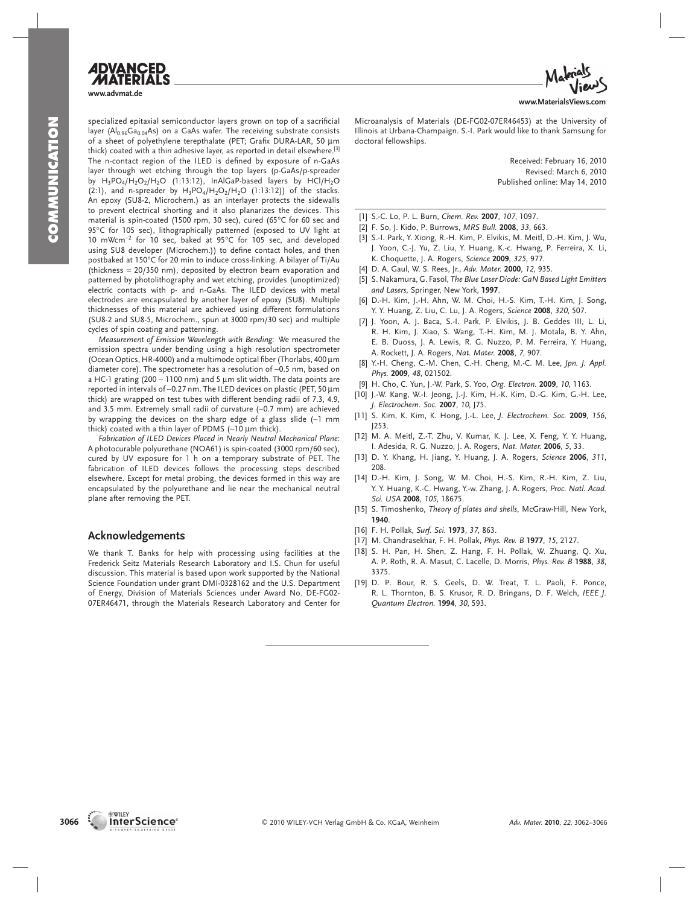specialized epitaxial semiconductor layers grown on top of a sacrificial layer ($Al_{0.96}Ga_{0.04}As$) on a GaAs wafer. The receiving substrate consists of a sheet of polyethylene terephthalate (PET; Grafix DURA-LAR, 50 μm thick) coated with a thin adhesive layer, as reported in detail elsewhere.[3] The n-contact region of the ILED is defined by exposure of n-GaAs layer through wet etching through the top layers (p-GaAs/p-spreader by $H_3PO_4/H_2O_2/H_2O$ (1:13:12), InAlGaP-based layers by $HCl/H_2O$ (2:1), and n-spreader by $H_3PO_4/H_2O_2/H_2O$ (1:13:12)) of the stacks. An epoxy (SU8-2, Microchem.) as an interlayer protects the sidewalls to prevent electrical shorting and it also planarizes the devices. This material is spin-coated (1500 rpm, 30 sec), cured (65°C for 60 sec and 95°C for 105 sec), lithographically patterned (exposed to UV light at 10 mWcm$^{-2}$ for 10 sec, baked at 95°C for 105 sec, and developed using SU8 developer (Microchem.)) to define contact holes, and then postbaked at 150°C for 20 min to induce cross-linking. A bilayer of Ti/Au (thickness = 20/350 nm), deposited by electron beam evaporation and patterned by photolithography and wet etching, provides (unoptimized) electric contacts with p- and n-GaAs. The ILED devices with metal electrodes are encapsulated by another layer of epoxy (SU8). Multiple thicknesses of this material are achieved using different formulations (SU8-2 and SU8-5, Microchem., spun at 3000 rpm/30 sec) and multiple cycles of spin coating and patterning.

*Measurement of Emission Wavelength with Bending*: We measured the emission spectra under bending using a high resolution spectrometer (Ocean Optics, HR-4000) and a multimode optical fiber (Thorlabs, 400 μm diameter core). The spectrometer has a resolution of ~0.5 nm, based on a HC-1 grating (200 – 1100 nm) and 5 μm slit width. The data points are reported in intervals of ~0.27 nm. The ILED devices on plastic (PET, 50 μm thick) are wrapped on test tubes with different bending radii of 7.3, 4.9, and 3.5 mm. Extremely small radii of curvature (~0.7 mm) are achieved by wrapping the devices on the sharp edge of a glass slide (~1 mm thick) coated with a thin layer of PDMS (~10 μm thick).

*Fabrication of ILED Devices Placed in Nearly Neutral Mechanical Plane*: A photocurable polyurethane (NOA61) is spin-coated (3000 rpm/60 sec), cured by UV exposure for 1 h on a temporary substrate of PET. The fabrication of ILED devices follows the processing steps described elsewhere. Except for metal probing, the devices formed in this way are encapsulated by the polyurethane and lie near the mechanical neutral plane after removing the PET.

## Acknowledgements

We thank T. Banks for help with processing using facilities at the Frederick Seitz Materials Research Laboratory and I.S. Chun for useful discussion. This material is based upon work supported by the National Science Foundation under grant DMI-0328162 and the U.S. Department of Energy, Division of Materials Sciences under Award No. DE-FG02-07ER46471, through the Materials Research Laboratory and Center for Microanalysis of Materials (DE-FG02-07ER46453) at the University of Illinois at Urbana-Champaign. S.-I. Park would like to thank Samsung for doctoral fellowships.

Received: February 16, 2010
Revised: March 6, 2010
Published online: May 14, 2010

[1] S.-C. Lo, P. L. Burn, *Chem. Rev.* **2007**, *107*, 1097.
[2] F. So, J. Kido, P. Burrows, *MRS Bull.* **2008**, *33*, 663.
[3] S.-I. Park, Y. Xiong, R.-H. Kim, P. Elvikis, M. Meitl, D.-H. Kim, J. Wu, J. Yoon, C.-J. Yu, Z. Liu, Y. Huang, K.-c. Hwang, P. Ferreira, X. Li, K. Choquette, J. A. Rogers, *Science* **2009**, *325*, 977.
[4] D. A. Gaul, W. S. Rees, Jr., *Adv. Mater.* **2000**, *12*, 935.
[5] S. Nakamura, G. Fasol, *The Blue Laser Diode: GaN Based Light Emitters and Lasers*, Springer, New York, **1997**.
[6] D.-H. Kim, J.-H. Ahn, W. M. Choi, H.-S. Kim, T.-H. Kim, J. Song, Y. Y. Huang, Z. Liu, C. Lu, J. A. Rogers, *Science* **2008**, *320*, 507.
[7] J. Yoon, A. J. Baca, S.-I. Park, P. Elvikis, J. B. Geddes III, L. Li, R. H. Kim, J. Xiao, S. Wang, T.-H. Kim, M. J. Motala, B. Y. Ahn, E. B. Duoss, J. A. Lewis, R. G. Nuzzo, P. M. Ferreira, Y. Huang, A. Rockett, J. A. Rogers, *Nat. Mater.* **2008**, *7*, 907.
[8] Y.-H. Cheng, C.-M. Chen, C.-H. Cheng, M.-C. M. Lee, *Jpn. J. Appl. Phys.* **2009**, *48*, 021502.
[9] H. Cho, C. Yun, J.-W. Park, S. Yoo, *Org. Electron.* **2009**, *10*, 1163.
[10] J.-W. Kang, W.-I. Jeong, J.-J. Kim, H.-K. Kim, D.-G. Kim, G.-H. Lee, *J. Electrochem. Soc.* **2007**, *10*, J75.
[11] S. Kim, K. Kim, K. Hong, J.-L. Lee, *J. Electrochem. Soc.* **2009**, *156*, J253.
[12] M. A. Meitl, Z.-T. Zhu, V. Kumar, K. J. Lee, X. Feng, Y. Y. Huang, I. Adesida, R. G. Nuzzo, J. A. Rogers, *Nat. Mater.* **2006**, *5*, 33.
[13] D. Y. Khang, H. Jiang, Y. Huang, J. A. Rogers, *Science* **2006**, *311*, 208.
[14] D.-H. Kim, J. Song, W. M. Choi, H.-S. Kim, R.-H. Kim, Z. Liu, Y. Y. Huang, K.-C. Hwang, Y.-w. Zhang, J. A. Rogers, *Proc. Natl. Acad. Sci. USA* **2008**, *105*, 18675.
[15] S. Timoshenko, *Theory of plates and shells*, McGraw-Hill, New York, **1940**.
[16] F. H. Pollak, *Surf. Sci.* **1973**, *37*, 863.
[17] M. Chandrasekhar, F. H. Pollak, *Phys. Rev. B* **1977**, *15*, 2127.
[18] S. H. Pan, H. Shen, Z. Hang, F. H. Pollak, W. Zhuang, Q. Xu, A. P. Roth, R. A. Masut, C. Lacelle, D. Morris, *Phys. Rev. B* **1988**, *38*, 3375.
[19] D. P. Bour, R. S. Geels, D. W. Treat, T. L. Paoli, F. Ponce, R. L. Thornton, B. S. Krusor, R. D. Bringans, D. F. Welch, *IEEE J. Quantum Electron.* **1994**, *30*, 593.